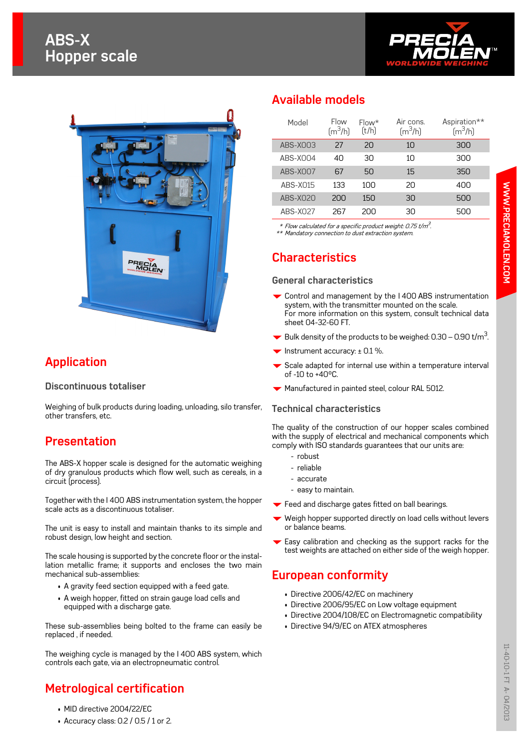# ABS-X
# Hopper scale

## Application

### Discontinuous totaliser

Weighing of bulk products during loading, unloading, silo transfer, other transfers, etc.

## Presentation

The ABS-X hopper scale is designed for the automatic weighing of dry granulous products which flow well, such as cereals, in a circuit (process).

Together with the I 400 ABS instrumentation system, the hopper scale acts as a discontinuous totaliser.

The unit is easy to install and maintain thanks to its simple and robust design, low height and section.

The scale housing is supported by the concrete floor or the installation metallic frame; it supports and encloses the two main mechanical sub-assemblies:

- A gravity feed section equipped with a feed gate.
- A weigh hopper, fitted on strain gauge load cells and equipped with a discharge gate.

These sub-assemblies being bolted to the frame can easily be replaced , if needed.

The weighing cycle is managed by the I 400 ABS system, which controls each gate, via an electropneumatic control.

## Metrological certification

- MID directive 2004/22/EC
- Accuracy class: 0.2 / 0.5 / 1 or 2.

## Available models

| Model | Flow ($m^3/h$) | Flow* (t/h) | Air cons. ($m^3/h$) | Aspiration** ($m^3/h$) |
|---|---|---|---|---|
| ABS-X003 | 27 | 20 | 10 | 300 |
| ABS-X004 | 40 | 30 | 10 | 300 |
| ABS-X007 | 67 | 50 | 15 | 350 |
| ABS-X015 | 133 | 100 | 20 | 400 |
| ABS-X020 | 200 | 150 | 30 | 500 |
| ABS-X027 | 267 | 200 | 30 | 500 |

*\* Flow calculated for a specific product weight: 0.75 t/m$^3$.*
*\*\* Mandatory connection to dust extraction system.*

## Characteristics

### General characteristics

- Control and management by the I 400 ABS instrumentation system, with the transmitter mounted on the scale. For more information on this system, consult technical data sheet 04-32-60 FT.
- Bulk density of the products to be weighed: 0.30 – 0.90 t/m$^3$.
- Instrument accuracy: ± 0.1 %.
- Scale adapted for internal use within a temperature interval of -10 to +40ºC.
- Manufactured in painted steel, colour RAL 5012.

### Technical characteristics

The quality of the construction of our hopper scales combined with the supply of electrical and mechanical components which comply with ISO standards guarantees that our units are:

- robust
- reliable
- accurate
- easy to maintain.

- Feed and discharge gates fitted on ball bearings.
- Weigh hopper supported directly on load cells without levers or balance beams.
- Easy calibration and checking as the support racks for the test weights are attached on either side of the weigh hopper.

## European conformity

- Directive 2006/42/EC on machinery
- Directive 2006/95/EC on Low voltage equipment
- Directive 2004/108/EC on Electromagnetic compatibility
- Directive 94/9/EC on ATEX atmospheres

11-40-10-1 FT A- 04/2013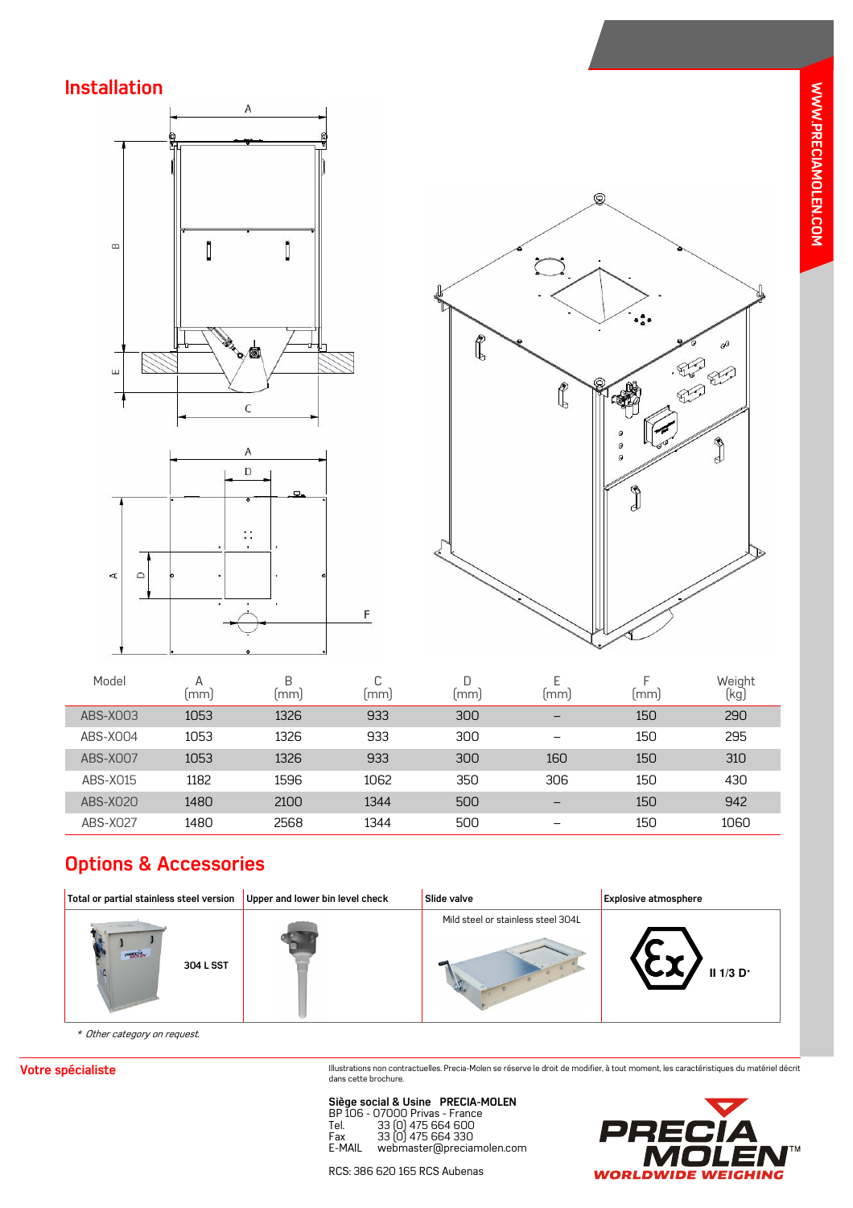## Installation

| Model | A (mm) | B (mm) | C (mm) | D (mm) | E (mm) | F (mm) | Weight (kg) |
|---|---|---|---|---|---|---|---|
| ABS-X003 | 1053 | 1326 | 933 | 300 | – | 150 | 290 |
| ABS-X004 | 1053 | 1326 | 933 | 300 | – | 150 | 295 |
| ABS-X007 | 1053 | 1326 | 933 | 300 | 160 | 150 | 310 |
| ABS-X015 | 1182 | 1596 | 1062 | 350 | 306 | 150 | 430 |
| ABS-X020 | 1480 | 2100 | 1344 | 500 | – | 150 | 942 |
| ABS-X027 | 1480 | 2568 | 1344 | 500 | – | 150 | 1060 |

## Options & Accessories

| Total or partial stainless steel version | Upper and lower bin level check | Slide valve | Explosive atmosphere |
|---|---|---|---|
| 304 L SST | | Mild steel or stainless steel 304L | II 1/3 D* |

*\* Other category on request.*

**Votre spécialiste**

Illustrations non contractuelles. Precia-Molen se réserve le droit de modifier, à tout moment, les caractéristiques du matériel décrit dans cette brochure.

**Siège social & Usine PRECIA-MOLEN**
BP 106 - 07000 Privas - France
Tel. 33 (0) 475 664 600
Fax 33 (0) 475 664 330
E-MAIL webmaster@preciamolen.com

RCS: 386 620 165 RCS Aubenas

PRECIA MOLEN™ WORLDWIDE WEIGHING

WWW.PRECIAMOLEN.COM